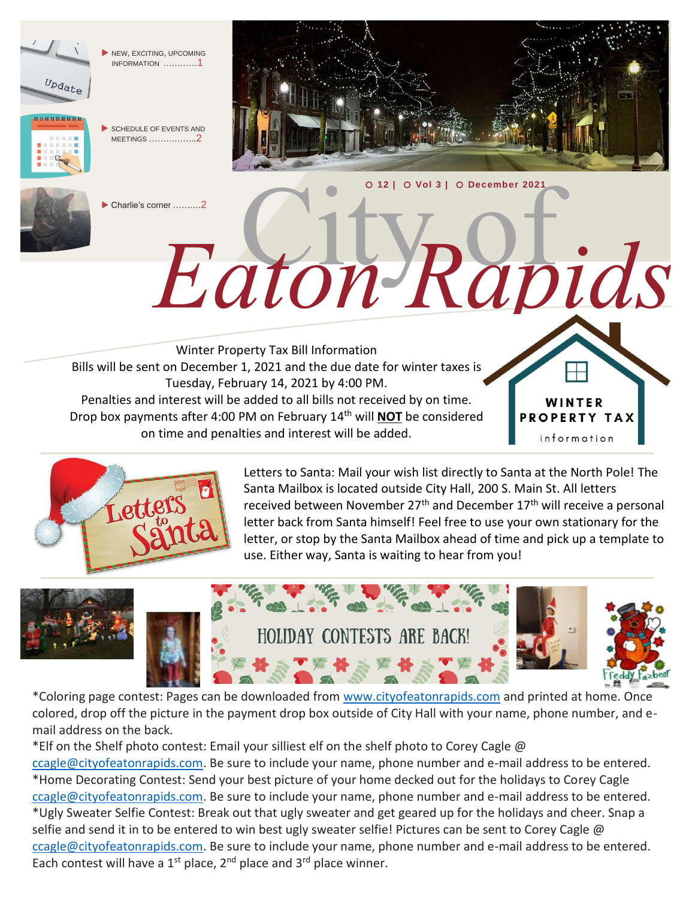- NEW, EXCITING, UPCOMING INFORMATION ............1
- SCHEDULE OF EVENTS AND MEETINGS ................2
- Charlie's corner ..........2

12 | Vol 3 | December 2021

# City of *Eaton Rapids*

## Winter Property Tax Bill Information

Bills will be sent on December 1, 2021 and the due date for winter taxes is Tuesday, February 14, 2021 by 4:00 PM.
Penalties and interest will be added to all bills not received by on time.
Drop box payments after 4:00 PM on February 14th will **NOT** be considered on time and penalties and interest will be added.

WINTER PROPERTY TAX information

## Letters to Santa

Letters to Santa: Mail your wish list directly to Santa at the North Pole! The Santa Mailbox is located outside City Hall, 200 S. Main St. All letters received between November 27th and December 17th will receive a personal letter back from Santa himself! Feel free to use your own stationary for the letter, or stop by the Santa Mailbox ahead of time and pick up a template to use. Either way, Santa is waiting to hear from you!

## HOLIDAY CONTESTS ARE BACK!

*Coloring page contest: Pages can be downloaded from www.cityofeatonrapids.com and printed at home. Once colored, drop off the picture in the payment drop box outside of City Hall with your name, phone number, and e-mail address on the back.

*Elf on the Shelf photo contest: Email your silliest elf on the shelf photo to Corey Cagle @ ccagle@cityofeatonrapids.com. Be sure to include your name, phone number and e-mail address to be entered.

*Home Decorating Contest: Send your best picture of your home decked out for the holidays to Corey Cagle ccagle@cityofeatonrapids.com. Be sure to include your name, phone number and e-mail address to be entered.

*Ugly Sweater Selfie Contest: Break out that ugly sweater and get geared up for the holidays and cheer. Snap a selfie and send it in to be entered to win best ugly sweater selfie! Pictures can be sent to Corey Cagle @ ccagle@cityofeatonrapids.com. Be sure to include your name, phone number and e-mail address to be entered.

Each contest will have a 1st place, 2nd place and 3rd place winner.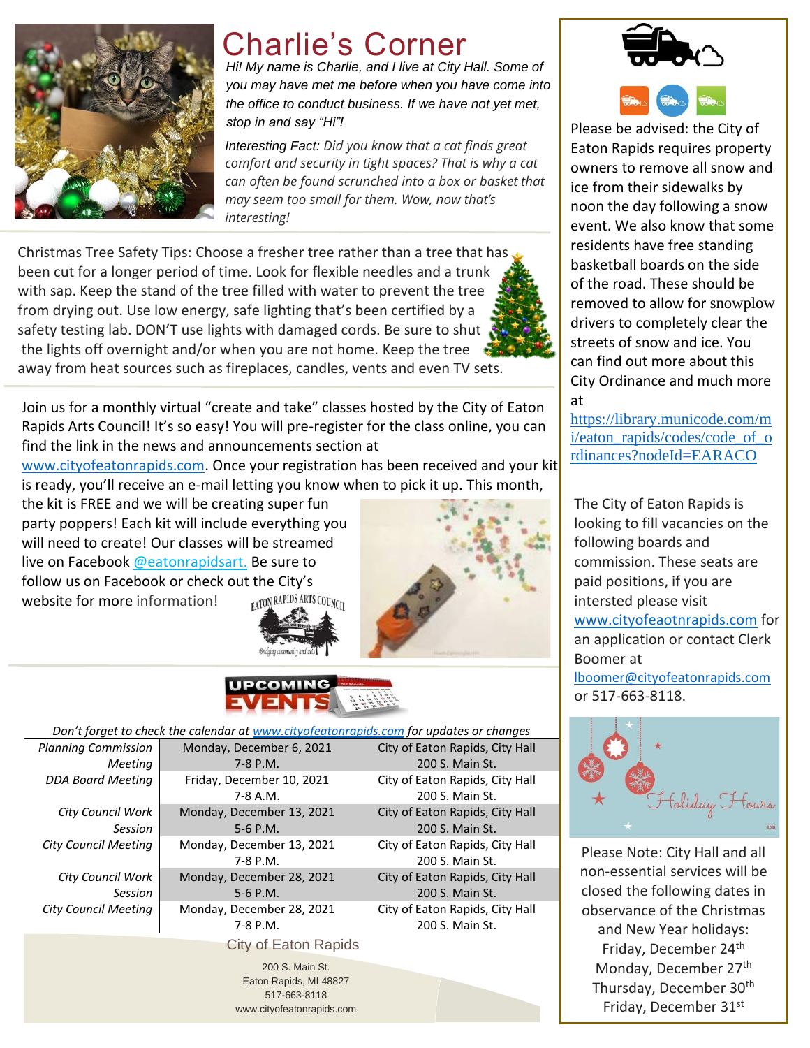# Charlie's Corner

*Hi! My name is Charlie, and I live at City Hall. Some of you may have met me before when you have come into the office to conduct business. If we have not yet met, stop in and say "Hi"!*

*Interesting Fact: Did you know that a cat finds great comfort and security in tight spaces? That is why a cat can often be found scrunched into a box or basket that may seem too small for them. Wow, now that's interesting!*

Christmas Tree Safety Tips: Choose a fresher tree rather than a tree that has been cut for a longer period of time. Look for flexible needles and a trunk with sap. Keep the stand of the tree filled with water to prevent the tree from drying out. Use low energy, safe lighting that's been certified by a safety testing lab. DON'T use lights with damaged cords. Be sure to shut the lights off overnight and/or when you are not home. Keep the tree away from heat sources such as fireplaces, candles, vents and even TV sets.

Join us for a monthly virtual "create and take" classes hosted by the City of Eaton Rapids Arts Council! It's so easy! You will pre-register for the class online, you can find the link in the news and announcements section at www.cityofeatonrapids.com. Once your registration has been received and your kit is ready, you'll receive an e-mail letting you know when to pick it up. This month, the kit is FREE and we will be creating super fun party poppers! Each kit will include everything you will need to create! Our classes will be streamed live on Facebook @eatonrapidsart. Be sure to follow us on Facebook or check out the City's website for more information!

EATON RAPIDS ARTS COUNCIL

Bridging community and arts

## UPCOMING EVENTS

*Don't forget to check the calendar at www.cityofeatonrapids.com for updates or changes*

| | | |
|---|---|---|
| *Planning Commission Meeting* | Monday, December 6, 2021 7-8 P.M. | City of Eaton Rapids, City Hall 200 S. Main St. |
| *DDA Board Meeting* | Friday, December 10, 2021 7-8 A.M. | City of Eaton Rapids, City Hall 200 S. Main St. |
| *City Council Work Session* | Monday, December 13, 2021 5-6 P.M. | City of Eaton Rapids, City Hall 200 S. Main St. |
| *City Council Meeting* | Monday, December 13, 2021 7-8 P.M. | City of Eaton Rapids, City Hall 200 S. Main St. |
| *City Council Work Session* | Monday, December 28, 2021 5-6 P.M. | City of Eaton Rapids, City Hall 200 S. Main St. |
| *City Council Meeting* | Monday, December 28, 2021 7-8 P.M. | City of Eaton Rapids, City Hall 200 S. Main St. |

City of Eaton Rapids

200 S. Main St.
Eaton Rapids, MI 48827
517-663-8118
www.cityofeatonrapids.com

Please be advised: the City of Eaton Rapids requires property owners to remove all snow and ice from their sidewalks by noon the day following a snow event. We also know that some residents have free standing basketball boards on the side of the road. These should be removed to allow for snowplow drivers to completely clear the streets of snow and ice. You can find out more about this City Ordinance and much more at https://library.municode.com/mi/eaton_rapids/codes/code_of_ordinances?nodeId=EARACO

The City of Eaton Rapids is looking to fill vacancies on the following boards and commission. These seats are paid positions, if you are intersted please visit www.cityofeaotnrapids.com for an application or contact Clerk Boomer at lboomer@cityofeatonrapids.com or 517-663-8118.

Holiday Hours

2021

Please Note: City Hall and all non-essential services will be closed the following dates in observance of the Christmas and New Year holidays:
Friday, December 24th
Monday, December 27th
Thursday, December 30th
Friday, December 31st